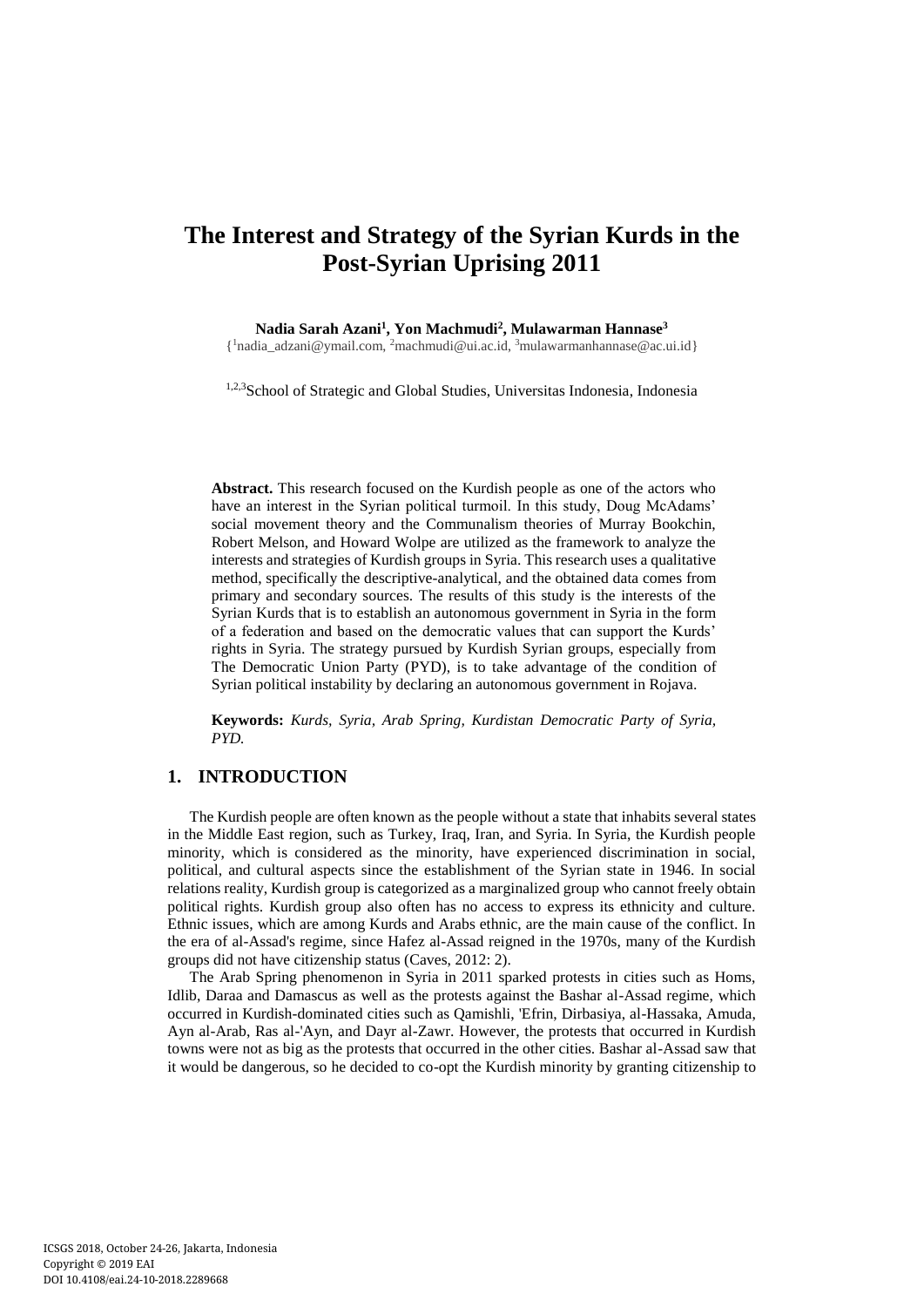# The Interest and Strategy of the Syrian Kurds in the Post-Syrian Uprising 2011

**Nadia Sarah Azani[1], Yon Machmudi[2], Mulawarman Hannase[3]**

{[1]nadia_adzani@ymail.com, [2]machmudi@ui.ac.id, [3]mulawarmanhannase@ac.ui.id}

[1,2,3]School of Strategic and Global Studies, Universitas Indonesia, Indonesia

**Abstract.** This research focused on the Kurdish people as one of the actors who have an interest in the Syrian political turmoil. In this study, Doug McAdams' social movement theory and the Communalism theories of Murray Bookchin, Robert Melson, and Howard Wolpe are utilized as the framework to analyze the interests and strategies of Kurdish groups in Syria. This research uses a qualitative method, specifically the descriptive-analytical, and the obtained data comes from primary and secondary sources. The results of this study is the interests of the Syrian Kurds that is to establish an autonomous government in Syria in the form of a federation and based on the democratic values that can support the Kurds' rights in Syria. The strategy pursued by Kurdish Syrian groups, especially from The Democratic Union Party (PYD), is to take advantage of the condition of Syrian political instability by declaring an autonomous government in Rojava.

**Keywords:** *Kurds, Syria, Arab Spring, Kurdistan Democratic Party of Syria, PYD.*

## 1. INTRODUCTION

The Kurdish people are often known as the people without a state that inhabits several states in the Middle East region, such as Turkey, Iraq, Iran, and Syria. In Syria, the Kurdish people minority, which is considered as the minority, have experienced discrimination in social, political, and cultural aspects since the establishment of the Syrian state in 1946. In social relations reality, Kurdish group is categorized as a marginalized group who cannot freely obtain political rights. Kurdish group also often has no access to express its ethnicity and culture. Ethnic issues, which are among Kurds and Arabs ethnic, are the main cause of the conflict. In the era of al-Assad's regime, since Hafez al-Assad reigned in the 1970s, many of the Kurdish groups did not have citizenship status (Caves, 2012: 2).

The Arab Spring phenomenon in Syria in 2011 sparked protests in cities such as Homs, Idlib, Daraa and Damascus as well as the protests against the Bashar al-Assad regime, which occurred in Kurdish-dominated cities such as Qamishli, 'Efrin, Dirbasiya, al-Hassaka, Amuda, Ayn al-Arab, Ras al-'Ayn, and Dayr al-Zawr. However, the protests that occurred in Kurdish towns were not as big as the protests that occurred in the other cities. Bashar al-Assad saw that it would be dangerous, so he decided to co-opt the Kurdish minority by granting citizenship to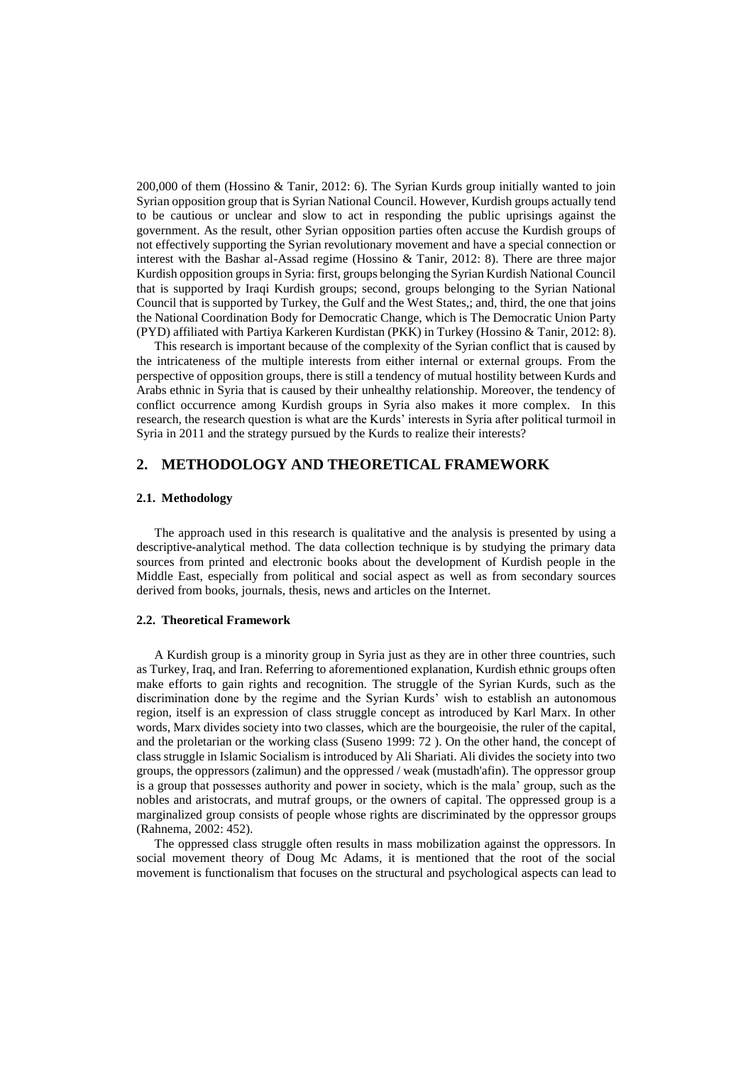200,000 of them (Hossino & Tanir, 2012: 6). The Syrian Kurds group initially wanted to join Syrian opposition group that is Syrian National Council. However, Kurdish groups actually tend to be cautious or unclear and slow to act in responding the public uprisings against the government. As the result, other Syrian opposition parties often accuse the Kurdish groups of not effectively supporting the Syrian revolutionary movement and have a special connection or interest with the Bashar al-Assad regime (Hossino & Tanir, 2012: 8). There are three major Kurdish opposition groups in Syria: first, groups belonging the Syrian Kurdish National Council that is supported by Iraqi Kurdish groups; second, groups belonging to the Syrian National Council that is supported by Turkey, the Gulf and the West States,; and, third, the one that joins the National Coordination Body for Democratic Change, which is The Democratic Union Party (PYD) affiliated with Partiya Karkeren Kurdistan (PKK) in Turkey (Hossino & Tanir, 2012: 8).

This research is important because of the complexity of the Syrian conflict that is caused by the intricateness of the multiple interests from either internal or external groups. From the perspective of opposition groups, there is still a tendency of mutual hostility between Kurds and Arabs ethnic in Syria that is caused by their unhealthy relationship. Moreover, the tendency of conflict occurrence among Kurdish groups in Syria also makes it more complex. In this research, the research question is what are the Kurds' interests in Syria after political turmoil in Syria in 2011 and the strategy pursued by the Kurds to realize their interests?

## 2. METHODOLOGY AND THEORETICAL FRAMEWORK

### 2.1. Methodology

The approach used in this research is qualitative and the analysis is presented by using a descriptive-analytical method. The data collection technique is by studying the primary data sources from printed and electronic books about the development of Kurdish people in the Middle East, especially from political and social aspect as well as from secondary sources derived from books, journals, thesis, news and articles on the Internet.

### 2.2. Theoretical Framework

A Kurdish group is a minority group in Syria just as they are in other three countries, such as Turkey, Iraq, and Iran. Referring to aforementioned explanation, Kurdish ethnic groups often make efforts to gain rights and recognition. The struggle of the Syrian Kurds, such as the discrimination done by the regime and the Syrian Kurds' wish to establish an autonomous region, itself is an expression of class struggle concept as introduced by Karl Marx. In other words, Marx divides society into two classes, which are the bourgeoisie, the ruler of the capital, and the proletarian or the working class (Suseno 1999: 72 ). On the other hand, the concept of class struggle in Islamic Socialism is introduced by Ali Shariati. Ali divides the society into two groups, the oppressors (zalimun) and the oppressed / weak (mustadh'afin). The oppressor group is a group that possesses authority and power in society, which is the mala' group, such as the nobles and aristocrats, and mutraf groups, or the owners of capital. The oppressed group is a marginalized group consists of people whose rights are discriminated by the oppressor groups (Rahnema, 2002: 452).

The oppressed class struggle often results in mass mobilization against the oppressors. In social movement theory of Doug Mc Adams, it is mentioned that the root of the social movement is functionalism that focuses on the structural and psychological aspects can lead to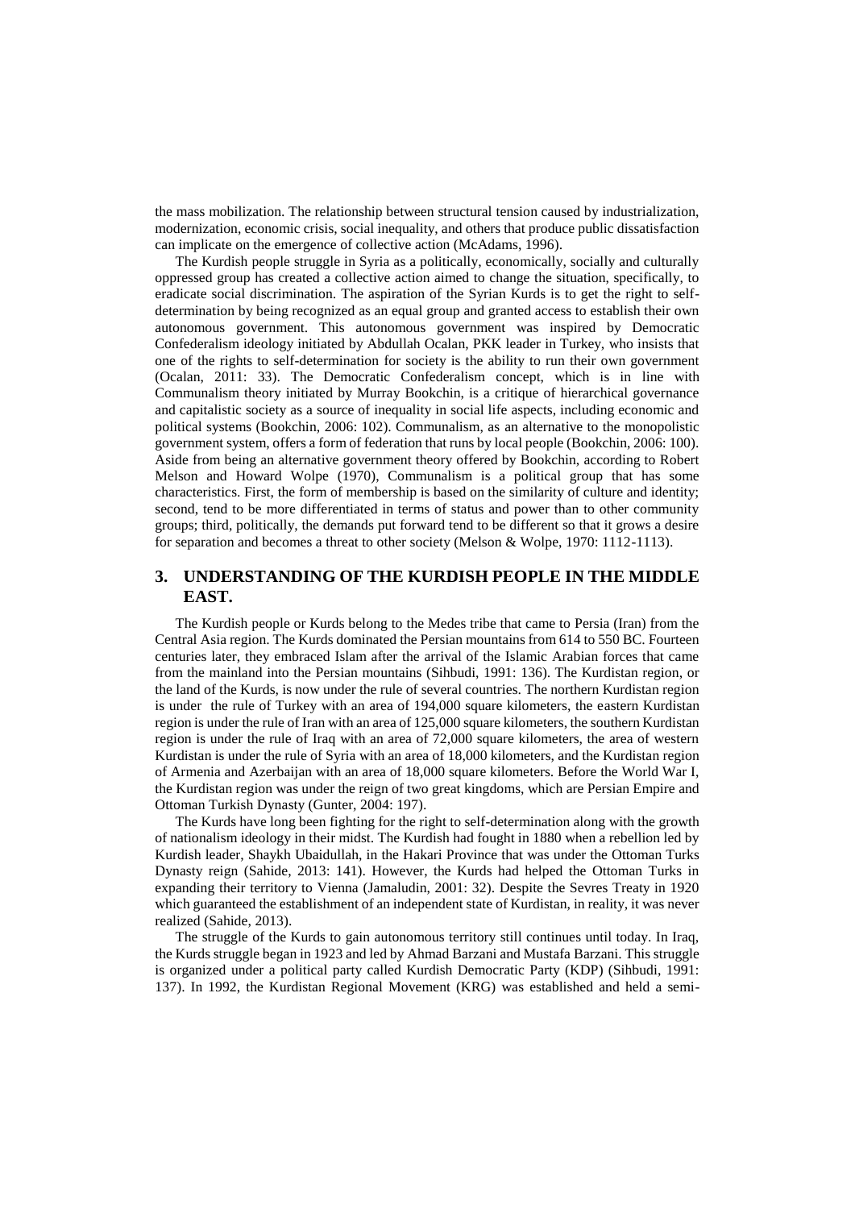the mass mobilization. The relationship between structural tension caused by industrialization, modernization, economic crisis, social inequality, and others that produce public dissatisfaction can implicate on the emergence of collective action (McAdams, 1996).

The Kurdish people struggle in Syria as a politically, economically, socially and culturally oppressed group has created a collective action aimed to change the situation, specifically, to eradicate social discrimination. The aspiration of the Syrian Kurds is to get the right to self-determination by being recognized as an equal group and granted access to establish their own autonomous government. This autonomous government was inspired by Democratic Confederalism ideology initiated by Abdullah Ocalan, PKK leader in Turkey, who insists that one of the rights to self-determination for society is the ability to run their own government (Ocalan, 2011: 33). The Democratic Confederalism concept, which is in line with Communalism theory initiated by Murray Bookchin, is a critique of hierarchical governance and capitalistic society as a source of inequality in social life aspects, including economic and political systems (Bookchin, 2006: 102). Communalism, as an alternative to the monopolistic government system, offers a form of federation that runs by local people (Bookchin, 2006: 100). Aside from being an alternative government theory offered by Bookchin, according to Robert Melson and Howard Wolpe (1970), Communalism is a political group that has some characteristics. First, the form of membership is based on the similarity of culture and identity; second, tend to be more differentiated in terms of status and power than to other community groups; third, politically, the demands put forward tend to be different so that it grows a desire for separation and becomes a threat to other society (Melson & Wolpe, 1970: 1112-1113).

## 3. UNDERSTANDING OF THE KURDISH PEOPLE IN THE MIDDLE EAST.

The Kurdish people or Kurds belong to the Medes tribe that came to Persia (Iran) from the Central Asia region. The Kurds dominated the Persian mountains from 614 to 550 BC. Fourteen centuries later, they embraced Islam after the arrival of the Islamic Arabian forces that came from the mainland into the Persian mountains (Sihbudi, 1991: 136). The Kurdistan region, or the land of the Kurds, is now under the rule of several countries. The northern Kurdistan region is under the rule of Turkey with an area of 194,000 square kilometers, the eastern Kurdistan region is under the rule of Iran with an area of 125,000 square kilometers, the southern Kurdistan region is under the rule of Iraq with an area of 72,000 square kilometers, the area of western Kurdistan is under the rule of Syria with an area of 18,000 kilometers, and the Kurdistan region of Armenia and Azerbaijan with an area of 18,000 square kilometers. Before the World War I, the Kurdistan region was under the reign of two great kingdoms, which are Persian Empire and Ottoman Turkish Dynasty (Gunter, 2004: 197).

The Kurds have long been fighting for the right to self-determination along with the growth of nationalism ideology in their midst. The Kurdish had fought in 1880 when a rebellion led by Kurdish leader, Shaykh Ubaidullah, in the Hakari Province that was under the Ottoman Turks Dynasty reign (Sahide, 2013: 141). However, the Kurds had helped the Ottoman Turks in expanding their territory to Vienna (Jamaludin, 2001: 32). Despite the Sevres Treaty in 1920 which guaranteed the establishment of an independent state of Kurdistan, in reality, it was never realized (Sahide, 2013).

The struggle of the Kurds to gain autonomous territory still continues until today. In Iraq, the Kurds struggle began in 1923 and led by Ahmad Barzani and Mustafa Barzani. This struggle is organized under a political party called Kurdish Democratic Party (KDP) (Sihbudi, 1991: 137). In 1992, the Kurdistan Regional Movement (KRG) was established and held a semi-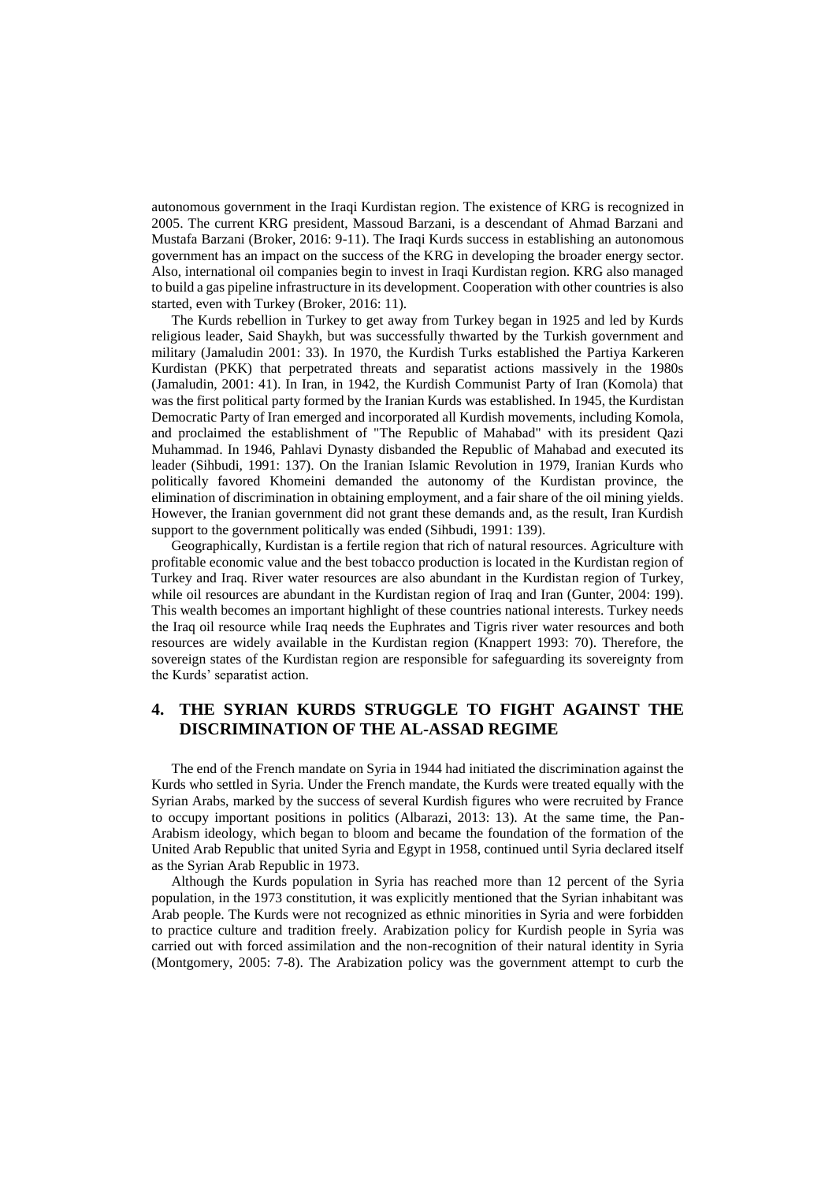autonomous government in the Iraqi Kurdistan region. The existence of KRG is recognized in 2005. The current KRG president, Massoud Barzani, is a descendant of Ahmad Barzani and Mustafa Barzani (Broker, 2016: 9-11). The Iraqi Kurds success in establishing an autonomous government has an impact on the success of the KRG in developing the broader energy sector. Also, international oil companies begin to invest in Iraqi Kurdistan region. KRG also managed to build a gas pipeline infrastructure in its development. Cooperation with other countries is also started, even with Turkey (Broker, 2016: 11).

The Kurds rebellion in Turkey to get away from Turkey began in 1925 and led by Kurds religious leader, Said Shaykh, but was successfully thwarted by the Turkish government and military (Jamaludin 2001: 33). In 1970, the Kurdish Turks established the Partiya Karkeren Kurdistan (PKK) that perpetrated threats and separatist actions massively in the 1980s (Jamaludin, 2001: 41). In Iran, in 1942, the Kurdish Communist Party of Iran (Komola) that was the first political party formed by the Iranian Kurds was established. In 1945, the Kurdistan Democratic Party of Iran emerged and incorporated all Kurdish movements, including Komola, and proclaimed the establishment of "The Republic of Mahabad" with its president Qazi Muhammad. In 1946, Pahlavi Dynasty disbanded the Republic of Mahabad and executed its leader (Sihbudi, 1991: 137). On the Iranian Islamic Revolution in 1979, Iranian Kurds who politically favored Khomeini demanded the autonomy of the Kurdistan province, the elimination of discrimination in obtaining employment, and a fair share of the oil mining yields. However, the Iranian government did not grant these demands and, as the result, Iran Kurdish support to the government politically was ended (Sihbudi, 1991: 139).

Geographically, Kurdistan is a fertile region that rich of natural resources. Agriculture with profitable economic value and the best tobacco production is located in the Kurdistan region of Turkey and Iraq. River water resources are also abundant in the Kurdistan region of Turkey, while oil resources are abundant in the Kurdistan region of Iraq and Iran (Gunter, 2004: 199). This wealth becomes an important highlight of these countries national interests. Turkey needs the Iraq oil resource while Iraq needs the Euphrates and Tigris river water resources and both resources are widely available in the Kurdistan region (Knappert 1993: 70). Therefore, the sovereign states of the Kurdistan region are responsible for safeguarding its sovereignty from the Kurds' separatist action.

## 4. THE SYRIAN KURDS STRUGGLE TO FIGHT AGAINST THE DISCRIMINATION OF THE AL-ASSAD REGIME

The end of the French mandate on Syria in 1944 had initiated the discrimination against the Kurds who settled in Syria. Under the French mandate, the Kurds were treated equally with the Syrian Arabs, marked by the success of several Kurdish figures who were recruited by France to occupy important positions in politics (Albarazi, 2013: 13). At the same time, the Pan-Arabism ideology, which began to bloom and became the foundation of the formation of the United Arab Republic that united Syria and Egypt in 1958, continued until Syria declared itself as the Syrian Arab Republic in 1973.

Although the Kurds population in Syria has reached more than 12 percent of the Syria population, in the 1973 constitution, it was explicitly mentioned that the Syrian inhabitant was Arab people. The Kurds were not recognized as ethnic minorities in Syria and were forbidden to practice culture and tradition freely. Arabization policy for Kurdish people in Syria was carried out with forced assimilation and the non-recognition of their natural identity in Syria (Montgomery, 2005: 7-8). The Arabization policy was the government attempt to curb the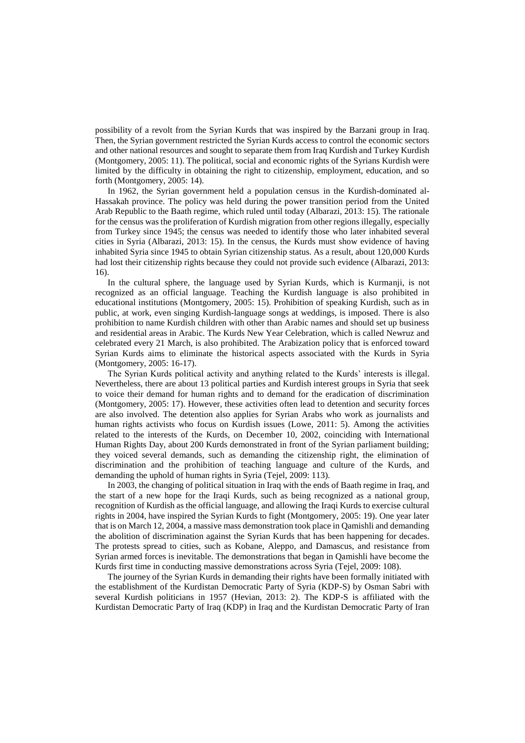possibility of a revolt from the Syrian Kurds that was inspired by the Barzani group in Iraq. Then, the Syrian government restricted the Syrian Kurds access to control the economic sectors and other national resources and sought to separate them from Iraq Kurdish and Turkey Kurdish (Montgomery, 2005: 11). The political, social and economic rights of the Syrians Kurdish were limited by the difficulty in obtaining the right to citizenship, employment, education, and so forth (Montgomery, 2005: 14).

In 1962, the Syrian government held a population census in the Kurdish-dominated al-Hassakah province. The policy was held during the power transition period from the United Arab Republic to the Baath regime, which ruled until today (Albarazi, 2013: 15). The rationale for the census was the proliferation of Kurdish migration from other regions illegally, especially from Turkey since 1945; the census was needed to identify those who later inhabited several cities in Syria (Albarazi, 2013: 15). In the census, the Kurds must show evidence of having inhabited Syria since 1945 to obtain Syrian citizenship status. As a result, about 120,000 Kurds had lost their citizenship rights because they could not provide such evidence (Albarazi, 2013: 16).

In the cultural sphere, the language used by Syrian Kurds, which is Kurmanji, is not recognized as an official language. Teaching the Kurdish language is also prohibited in educational institutions (Montgomery, 2005: 15). Prohibition of speaking Kurdish, such as in public, at work, even singing Kurdish-language songs at weddings, is imposed. There is also prohibition to name Kurdish children with other than Arabic names and should set up business and residential areas in Arabic. The Kurds New Year Celebration, which is called Newruz and celebrated every 21 March, is also prohibited. The Arabization policy that is enforced toward Syrian Kurds aims to eliminate the historical aspects associated with the Kurds in Syria (Montgomery, 2005: 16-17).

The Syrian Kurds political activity and anything related to the Kurds' interests is illegal. Nevertheless, there are about 13 political parties and Kurdish interest groups in Syria that seek to voice their demand for human rights and to demand for the eradication of discrimination (Montgomery, 2005: 17). However, these activities often lead to detention and security forces are also involved. The detention also applies for Syrian Arabs who work as journalists and human rights activists who focus on Kurdish issues (Lowe, 2011: 5). Among the activities related to the interests of the Kurds, on December 10, 2002, coinciding with International Human Rights Day, about 200 Kurds demonstrated in front of the Syrian parliament building; they voiced several demands, such as demanding the citizenship right, the elimination of discrimination and the prohibition of teaching language and culture of the Kurds, and demanding the uphold of human rights in Syria (Tejel, 2009: 113).

In 2003, the changing of political situation in Iraq with the ends of Baath regime in Iraq, and the start of a new hope for the Iraqi Kurds, such as being recognized as a national group, recognition of Kurdish as the official language, and allowing the Iraqi Kurds to exercise cultural rights in 2004, have inspired the Syrian Kurds to fight (Montgomery, 2005: 19). One year later that is on March 12, 2004, a massive mass demonstration took place in Qamishli and demanding the abolition of discrimination against the Syrian Kurds that has been happening for decades. The protests spread to cities, such as Kobane, Aleppo, and Damascus, and resistance from Syrian armed forces is inevitable. The demonstrations that began in Qamishli have become the Kurds first time in conducting massive demonstrations across Syria (Tejel, 2009: 108).

The journey of the Syrian Kurds in demanding their rights have been formally initiated with the establishment of the Kurdistan Democratic Party of Syria (KDP-S) by Osman Sabri with several Kurdish politicians in 1957 (Hevian, 2013: 2). The KDP-S is affiliated with the Kurdistan Democratic Party of Iraq (KDP) in Iraq and the Kurdistan Democratic Party of Iran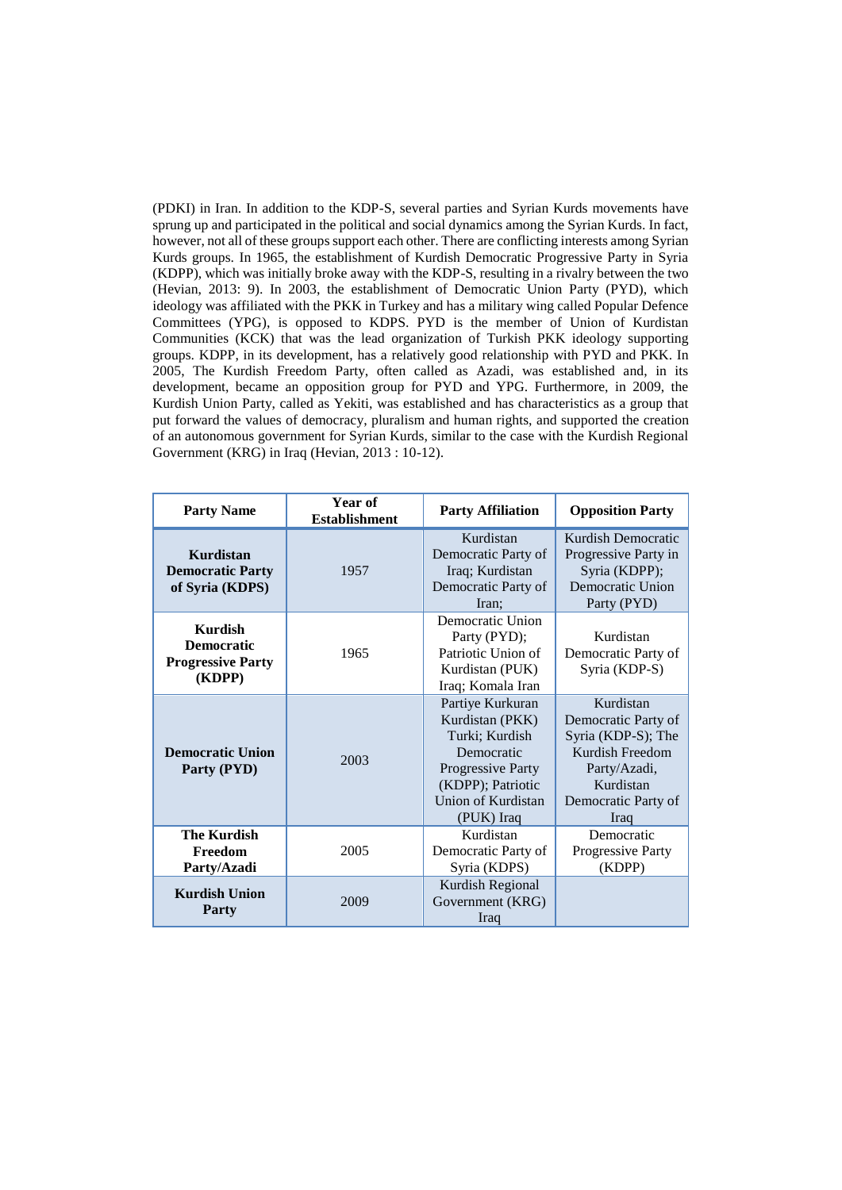(PDKI) in Iran. In addition to the KDP-S, several parties and Syrian Kurds movements have sprung up and participated in the political and social dynamics among the Syrian Kurds. In fact, however, not all of these groups support each other. There are conflicting interests among Syrian Kurds groups. In 1965, the establishment of Kurdish Democratic Progressive Party in Syria (KDPP), which was initially broke away with the KDP-S, resulting in a rivalry between the two (Hevian, 2013: 9). In 2003, the establishment of Democratic Union Party (PYD), which ideology was affiliated with the PKK in Turkey and has a military wing called Popular Defence Committees (YPG), is opposed to KDPS. PYD is the member of Union of Kurdistan Communities (KCK) that was the lead organization of Turkish PKK ideology supporting groups. KDPP, in its development, has a relatively good relationship with PYD and PKK. In 2005, The Kurdish Freedom Party, often called as Azadi, was established and, in its development, became an opposition group for PYD and YPG. Furthermore, in 2009, the Kurdish Union Party, called as Yekiti, was established and has characteristics as a group that put forward the values of democracy, pluralism and human rights, and supported the creation of an autonomous government for Syrian Kurds, similar to the case with the Kurdish Regional Government (KRG) in Iraq (Hevian, 2013 : 10-12).

| Party Name | Year of Establishment | Party Affiliation | Opposition Party |
|---|---|---|---|
| **Kurdistan Democratic Party of Syria (KDPS)** | 1957 | Kurdistan Democratic Party of Iraq; Kurdistan Democratic Party of Iran; | Kurdish Democratic Progressive Party in Syria (KDPP); Democratic Union Party (PYD) |
| **Kurdish Democratic Progressive Party (KDPP)** | 1965 | Democratic Union Party (PYD); Patriotic Union of Kurdistan (PUK) Iraq; Komala Iran | Kurdistan Democratic Party of Syria (KDP-S) |
| **Democratic Union Party (PYD)** | 2003 | Partiye Kurkuran Kurdistan (PKK) Turki; Kurdish Democratic Progressive Party (KDPP); Patriotic Union of Kurdistan (PUK) Iraq | Kurdistan Democratic Party of Syria (KDP-S); The Kurdish Freedom Party/Azadi, Kurdistan Democratic Party of Iraq |
| **The Kurdish Freedom Party/Azadi** | 2005 | Kurdistan Democratic Party of Syria (KDPS) | Democratic Progressive Party (KDPP) |
| **Kurdish Union Party** | 2009 | Kurdish Regional Government (KRG) Iraq | |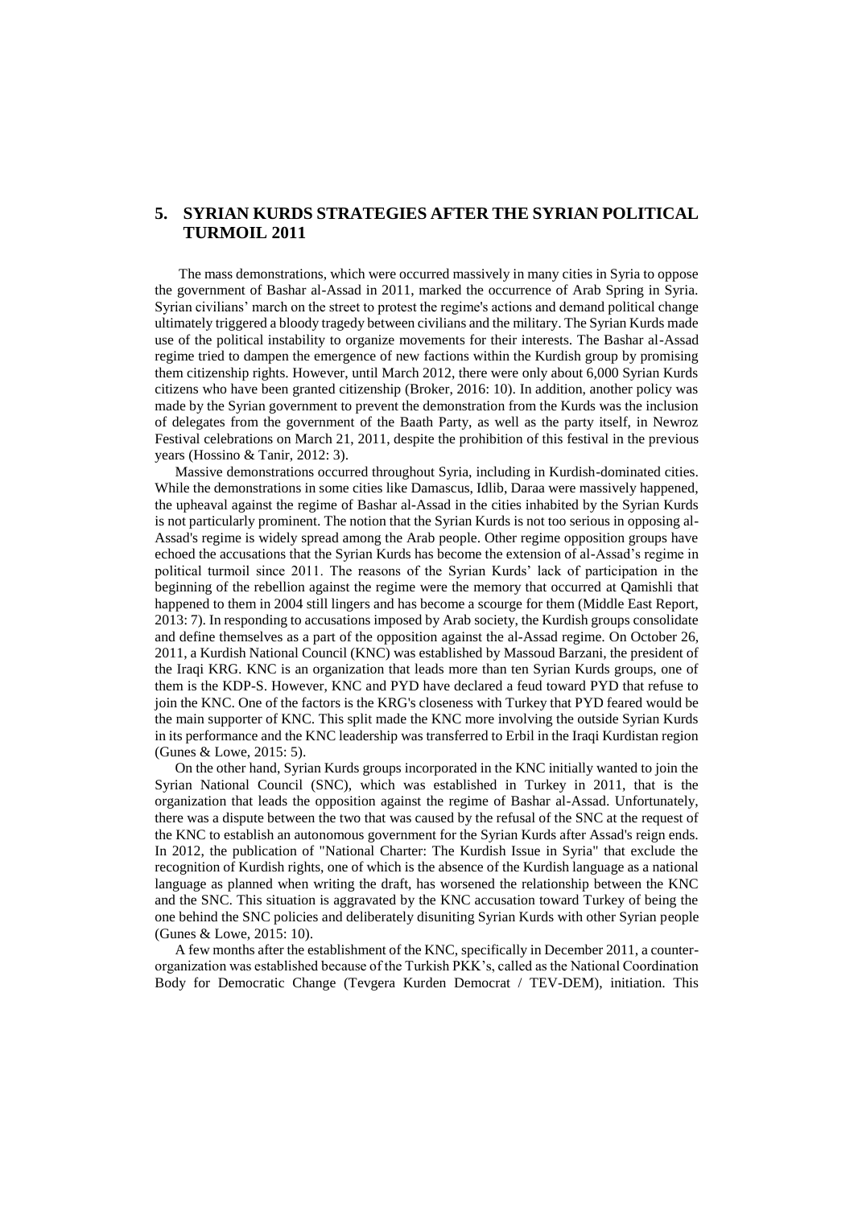## 5. SYRIAN KURDS STRATEGIES AFTER THE SYRIAN POLITICAL TURMOIL 2011

The mass demonstrations, which were occurred massively in many cities in Syria to oppose the government of Bashar al-Assad in 2011, marked the occurrence of Arab Spring in Syria. Syrian civilians' march on the street to protest the regime's actions and demand political change ultimately triggered a bloody tragedy between civilians and the military. The Syrian Kurds made use of the political instability to organize movements for their interests. The Bashar al-Assad regime tried to dampen the emergence of new factions within the Kurdish group by promising them citizenship rights. However, until March 2012, there were only about 6,000 Syrian Kurds citizens who have been granted citizenship (Broker, 2016: 10). In addition, another policy was made by the Syrian government to prevent the demonstration from the Kurds was the inclusion of delegates from the government of the Baath Party, as well as the party itself, in Newroz Festival celebrations on March 21, 2011, despite the prohibition of this festival in the previous years (Hossino & Tanir, 2012: 3).

Massive demonstrations occurred throughout Syria, including in Kurdish-dominated cities. While the demonstrations in some cities like Damascus, Idlib, Daraa were massively happened, the upheaval against the regime of Bashar al-Assad in the cities inhabited by the Syrian Kurds is not particularly prominent. The notion that the Syrian Kurds is not too serious in opposing al-Assad's regime is widely spread among the Arab people. Other regime opposition groups have echoed the accusations that the Syrian Kurds has become the extension of al-Assad's regime in political turmoil since 2011. The reasons of the Syrian Kurds' lack of participation in the beginning of the rebellion against the regime were the memory that occurred at Qamishli that happened to them in 2004 still lingers and has become a scourge for them (Middle East Report, 2013: 7). In responding to accusations imposed by Arab society, the Kurdish groups consolidate and define themselves as a part of the opposition against the al-Assad regime. On October 26, 2011, a Kurdish National Council (KNC) was established by Massoud Barzani, the president of the Iraqi KRG. KNC is an organization that leads more than ten Syrian Kurds groups, one of them is the KDP-S. However, KNC and PYD have declared a feud toward PYD that refuse to join the KNC. One of the factors is the KRG's closeness with Turkey that PYD feared would be the main supporter of KNC. This split made the KNC more involving the outside Syrian Kurds in its performance and the KNC leadership was transferred to Erbil in the Iraqi Kurdistan region (Gunes & Lowe, 2015: 5).

On the other hand, Syrian Kurds groups incorporated in the KNC initially wanted to join the Syrian National Council (SNC), which was established in Turkey in 2011, that is the organization that leads the opposition against the regime of Bashar al-Assad. Unfortunately, there was a dispute between the two that was caused by the refusal of the SNC at the request of the KNC to establish an autonomous government for the Syrian Kurds after Assad's reign ends. In 2012, the publication of "National Charter: The Kurdish Issue in Syria" that exclude the recognition of Kurdish rights, one of which is the absence of the Kurdish language as a national language as planned when writing the draft, has worsened the relationship between the KNC and the SNC. This situation is aggravated by the KNC accusation toward Turkey of being the one behind the SNC policies and deliberately disuniting Syrian Kurds with other Syrian people (Gunes & Lowe, 2015: 10).

A few months after the establishment of the KNC, specifically in December 2011, a counter-organization was established because of the Turkish PKK's, called as the National Coordination Body for Democratic Change (Tevgera Kurden Democrat / TEV-DEM), initiation. This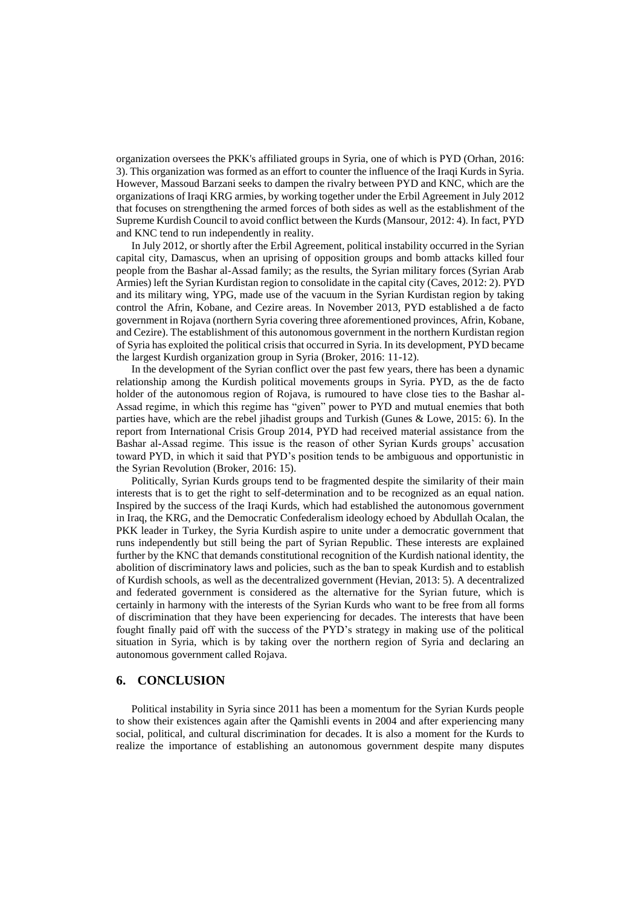organization oversees the PKK's affiliated groups in Syria, one of which is PYD (Orhan, 2016: 3). This organization was formed as an effort to counter the influence of the Iraqi Kurds in Syria. However, Massoud Barzani seeks to dampen the rivalry between PYD and KNC, which are the organizations of Iraqi KRG armies, by working together under the Erbil Agreement in July 2012 that focuses on strengthening the armed forces of both sides as well as the establishment of the Supreme Kurdish Council to avoid conflict between the Kurds (Mansour, 2012: 4). In fact, PYD and KNC tend to run independently in reality.

In July 2012, or shortly after the Erbil Agreement, political instability occurred in the Syrian capital city, Damascus, when an uprising of opposition groups and bomb attacks killed four people from the Bashar al-Assad family; as the results, the Syrian military forces (Syrian Arab Armies) left the Syrian Kurdistan region to consolidate in the capital city (Caves, 2012: 2). PYD and its military wing, YPG, made use of the vacuum in the Syrian Kurdistan region by taking control the Afrin, Kobane, and Cezire areas. In November 2013, PYD established a de facto government in Rojava (northern Syria covering three aforementioned provinces, Afrin, Kobane, and Cezire). The establishment of this autonomous government in the northern Kurdistan region of Syria has exploited the political crisis that occurred in Syria. In its development, PYD became the largest Kurdish organization group in Syria (Broker, 2016: 11-12).

In the development of the Syrian conflict over the past few years, there has been a dynamic relationship among the Kurdish political movements groups in Syria. PYD, as the de facto holder of the autonomous region of Rojava, is rumoured to have close ties to the Bashar al-Assad regime, in which this regime has "given" power to PYD and mutual enemies that both parties have, which are the rebel jihadist groups and Turkish (Gunes & Lowe, 2015: 6). In the report from International Crisis Group 2014, PYD had received material assistance from the Bashar al-Assad regime. This issue is the reason of other Syrian Kurds groups' accusation toward PYD, in which it said that PYD's position tends to be ambiguous and opportunistic in the Syrian Revolution (Broker, 2016: 15).

Politically, Syrian Kurds groups tend to be fragmented despite the similarity of their main interests that is to get the right to self-determination and to be recognized as an equal nation. Inspired by the success of the Iraqi Kurds, which had established the autonomous government in Iraq, the KRG, and the Democratic Confederalism ideology echoed by Abdullah Ocalan, the PKK leader in Turkey, the Syria Kurdish aspire to unite under a democratic government that runs independently but still being the part of Syrian Republic. These interests are explained further by the KNC that demands constitutional recognition of the Kurdish national identity, the abolition of discriminatory laws and policies, such as the ban to speak Kurdish and to establish of Kurdish schools, as well as the decentralized government (Hevian, 2013: 5). A decentralized and federated government is considered as the alternative for the Syrian future, which is certainly in harmony with the interests of the Syrian Kurds who want to be free from all forms of discrimination that they have been experiencing for decades. The interests that have been fought finally paid off with the success of the PYD's strategy in making use of the political situation in Syria, which is by taking over the northern region of Syria and declaring an autonomous government called Rojava.

## 6. CONCLUSION

Political instability in Syria since 2011 has been a momentum for the Syrian Kurds people to show their existences again after the Qamishli events in 2004 and after experiencing many social, political, and cultural discrimination for decades. It is also a moment for the Kurds to realize the importance of establishing an autonomous government despite many disputes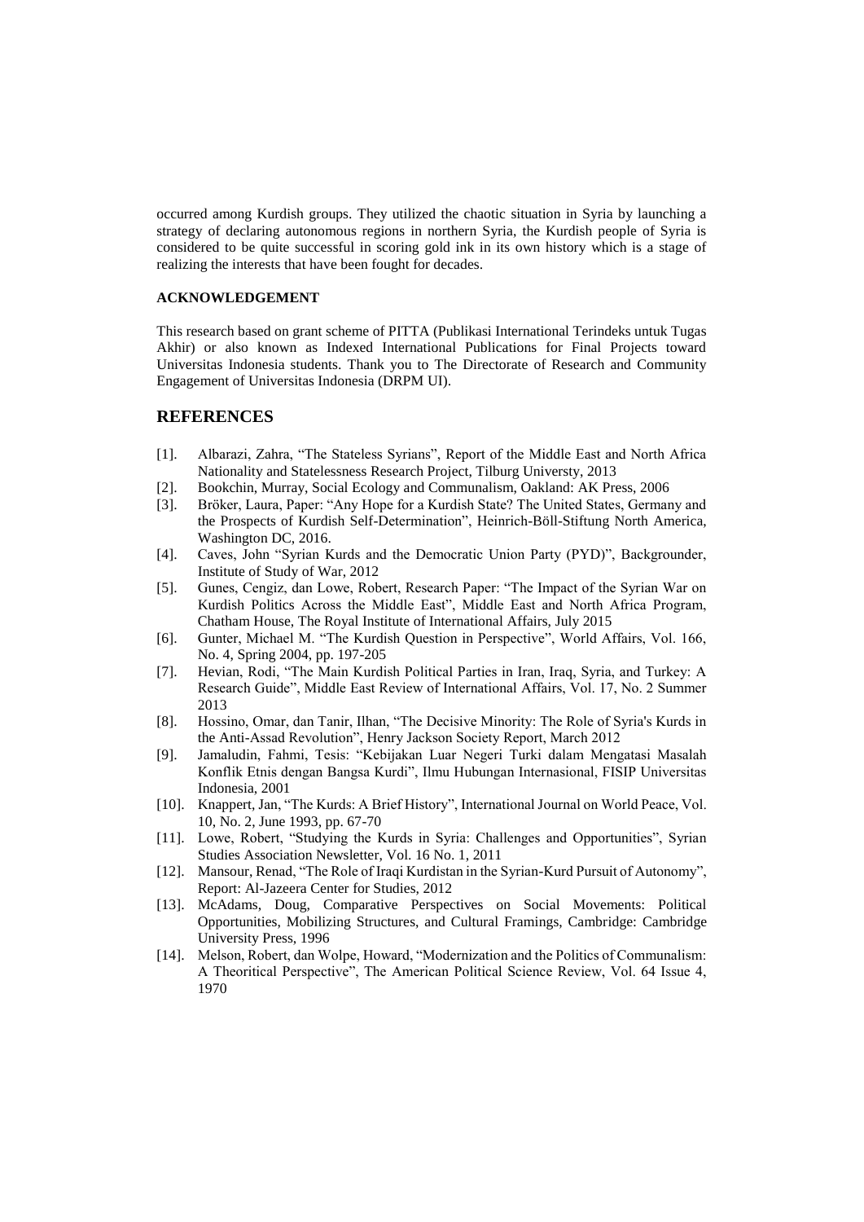occurred among Kurdish groups. They utilized the chaotic situation in Syria by launching a strategy of declaring autonomous regions in northern Syria, the Kurdish people of Syria is considered to be quite successful in scoring gold ink in its own history which is a stage of realizing the interests that have been fought for decades.

### ACKNOWLEDGEMENT

This research based on grant scheme of PITTA (Publikasi International Terindeks untuk Tugas Akhir) or also known as Indexed International Publications for Final Projects toward Universitas Indonesia students. Thank you to The Directorate of Research and Community Engagement of Universitas Indonesia (DRPM UI).

## REFERENCES

[1]. Albarazi, Zahra, "The Stateless Syrians", Report of the Middle East and North Africa Nationality and Statelessness Research Project, Tilburg Universty, 2013

[2]. Bookchin, Murray, Social Ecology and Communalism, Oakland: AK Press, 2006

[3]. Bröker, Laura, Paper: "Any Hope for a Kurdish State? The United States, Germany and the Prospects of Kurdish Self-Determination", Heinrich-Böll-Stiftung North America, Washington DC, 2016.

[4]. Caves, John "Syrian Kurds and the Democratic Union Party (PYD)", Backgrounder, Institute of Study of War, 2012

[5]. Gunes, Cengiz, dan Lowe, Robert, Research Paper: "The Impact of the Syrian War on Kurdish Politics Across the Middle East", Middle East and North Africa Program, Chatham House, The Royal Institute of International Affairs, July 2015

[6]. Gunter, Michael M. "The Kurdish Question in Perspective", World Affairs, Vol. 166, No. 4, Spring 2004, pp. 197-205

[7]. Hevian, Rodi, "The Main Kurdish Political Parties in Iran, Iraq, Syria, and Turkey: A Research Guide", Middle East Review of International Affairs, Vol. 17, No. 2 Summer 2013

[8]. Hossino, Omar, dan Tanir, Ilhan, "The Decisive Minority: The Role of Syria's Kurds in the Anti-Assad Revolution", Henry Jackson Society Report, March 2012

[9]. Jamaludin, Fahmi, Tesis: "Kebijakan Luar Negeri Turki dalam Mengatasi Masalah Konflik Etnis dengan Bangsa Kurdi", Ilmu Hubungan Internasional, FISIP Universitas Indonesia, 2001

[10]. Knappert, Jan, "The Kurds: A Brief History", International Journal on World Peace, Vol. 10, No. 2, June 1993, pp. 67-70

[11]. Lowe, Robert, "Studying the Kurds in Syria: Challenges and Opportunities", Syrian Studies Association Newsletter, Vol. 16 No. 1, 2011

[12]. Mansour, Renad, "The Role of Iraqi Kurdistan in the Syrian-Kurd Pursuit of Autonomy", Report: Al-Jazeera Center for Studies, 2012

[13]. McAdams, Doug, Comparative Perspectives on Social Movements: Political Opportunities, Mobilizing Structures, and Cultural Framings, Cambridge: Cambridge University Press, 1996

[14]. Melson, Robert, dan Wolpe, Howard, "Modernization and the Politics of Communalism: A Theoritical Perspective", The American Political Science Review, Vol. 64 Issue 4, 1970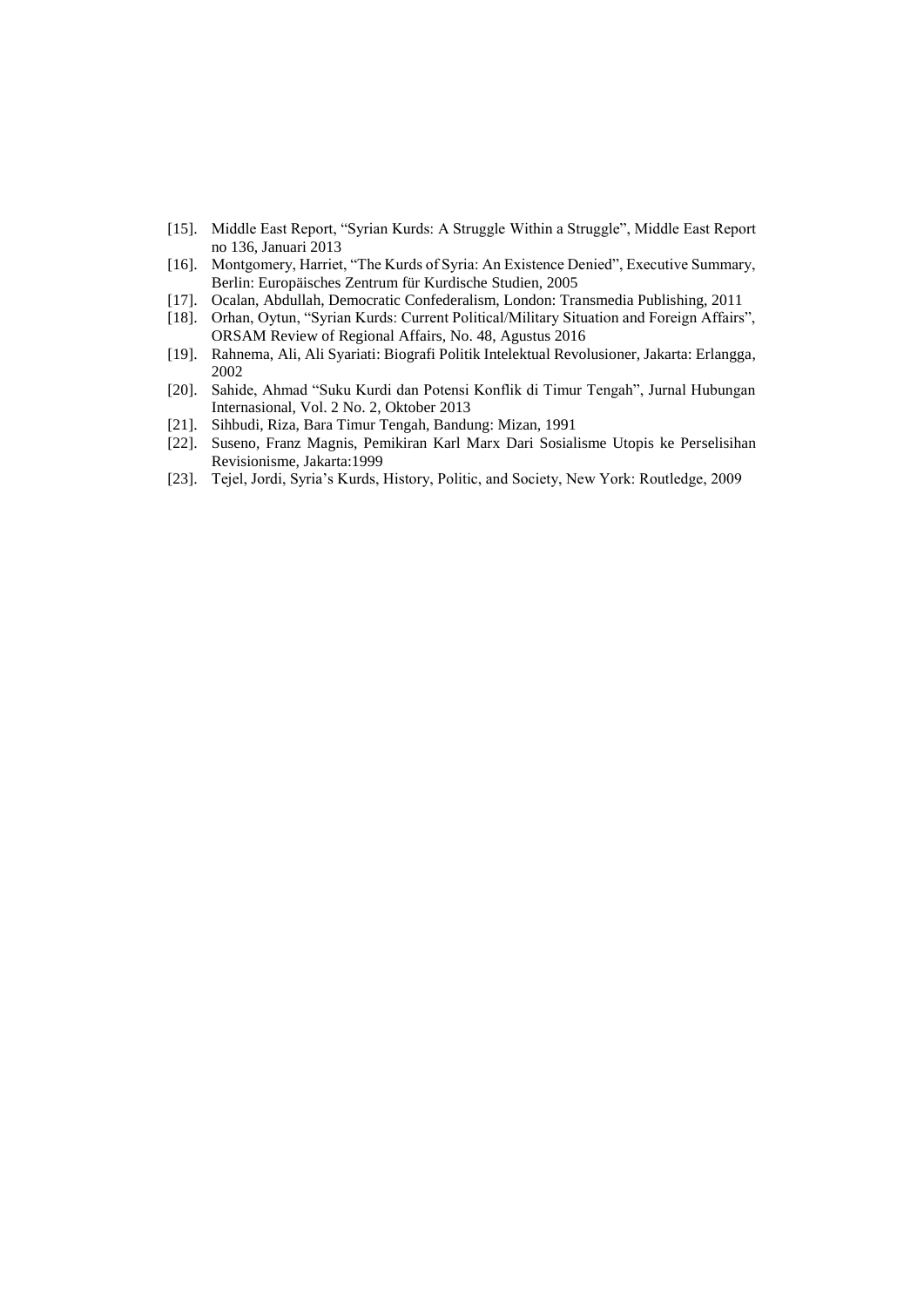[15]. Middle East Report, "Syrian Kurds: A Struggle Within a Struggle", Middle East Report no 136, Januari 2013

[16]. Montgomery, Harriet, "The Kurds of Syria: An Existence Denied", Executive Summary, Berlin: Europäisches Zentrum für Kurdische Studien, 2005

[17]. Ocalan, Abdullah, Democratic Confederalism, London: Transmedia Publishing, 2011

[18]. Orhan, Oytun, "Syrian Kurds: Current Political/Military Situation and Foreign Affairs", ORSAM Review of Regional Affairs, No. 48, Agustus 2016

[19]. Rahnema, Ali, Ali Syariati: Biografi Politik Intelektual Revolusioner, Jakarta: Erlangga, 2002

[20]. Sahide, Ahmad "Suku Kurdi dan Potensi Konflik di Timur Tengah", Jurnal Hubungan Internasional, Vol. 2 No. 2, Oktober 2013

[21]. Sihbudi, Riza, Bara Timur Tengah, Bandung: Mizan, 1991

[22]. Suseno, Franz Magnis, Pemikiran Karl Marx Dari Sosialisme Utopis ke Perselisihan Revisionisme, Jakarta:1999

[23]. Tejel, Jordi, Syria's Kurds, History, Politic, and Society, New York: Routledge, 2009